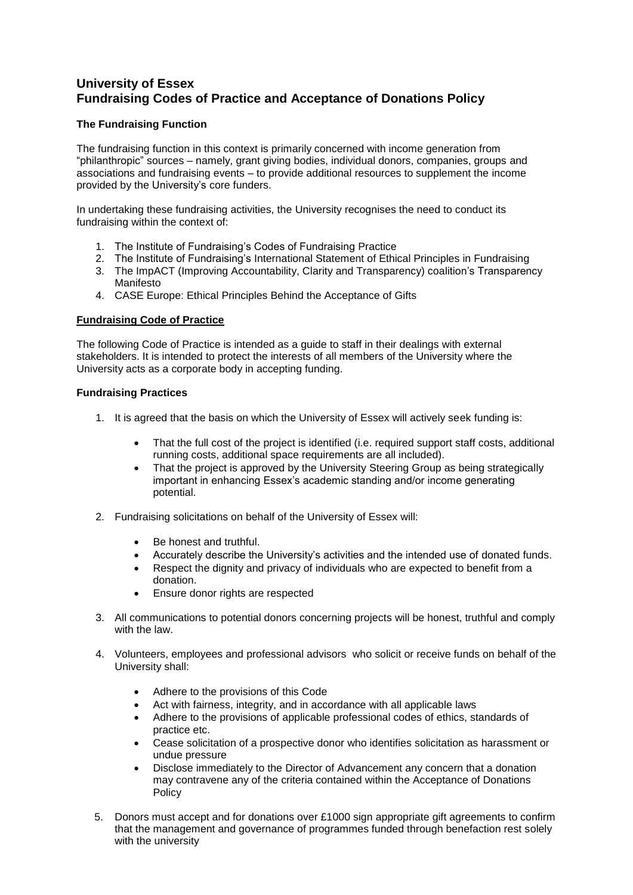# University of Essex
# Fundraising Codes of Practice and Acceptance of Donations Policy

### The Fundraising Function

The fundraising function in this context is primarily concerned with income generation from "philanthropic" sources – namely, grant giving bodies, individual donors, companies, groups and associations and fundraising events – to provide additional resources to supplement the income provided by the University's core funders.

In undertaking these fundraising activities, the University recognises the need to conduct its fundraising within the context of:

1. The Institute of Fundraising's Codes of Fundraising Practice
2. The Institute of Fundraising's International Statement of Ethical Principles in Fundraising
3. The ImpACT (Improving Accountability, Clarity and Transparency) coalition's Transparency Manifesto
4. CASE Europe: Ethical Principles Behind the Acceptance of Gifts

### Fundraising Code of Practice

The following Code of Practice is intended as a guide to staff in their dealings with external stakeholders. It is intended to protect the interests of all members of the University where the University acts as a corporate body in accepting funding.

### Fundraising Practices

1. It is agreed that the basis on which the University of Essex will actively seek funding is:
   - That the full cost of the project is identified (i.e. required support staff costs, additional running costs, additional space requirements are all included).
   - That the project is approved by the University Steering Group as being strategically important in enhancing Essex's academic standing and/or income generating potential.
2. Fundraising solicitations on behalf of the University of Essex will:
   - Be honest and truthful.
   - Accurately describe the University's activities and the intended use of donated funds.
   - Respect the dignity and privacy of individuals who are expected to benefit from a donation.
   - Ensure donor rights are respected
3. All communications to potential donors concerning projects will be honest, truthful and comply with the law.
4. Volunteers, employees and professional advisors who solicit or receive funds on behalf of the University shall:
   - Adhere to the provisions of this Code
   - Act with fairness, integrity, and in accordance with all applicable laws
   - Adhere to the provisions of applicable professional codes of ethics, standards of practice etc.
   - Cease solicitation of a prospective donor who identifies solicitation as harassment or undue pressure
   - Disclose immediately to the Director of Advancement any concern that a donation may contravene any of the criteria contained within the Acceptance of Donations Policy
5. Donors must accept and for donations over £1000 sign appropriate gift agreements to confirm that the management and governance of programmes funded through benefaction rest solely with the university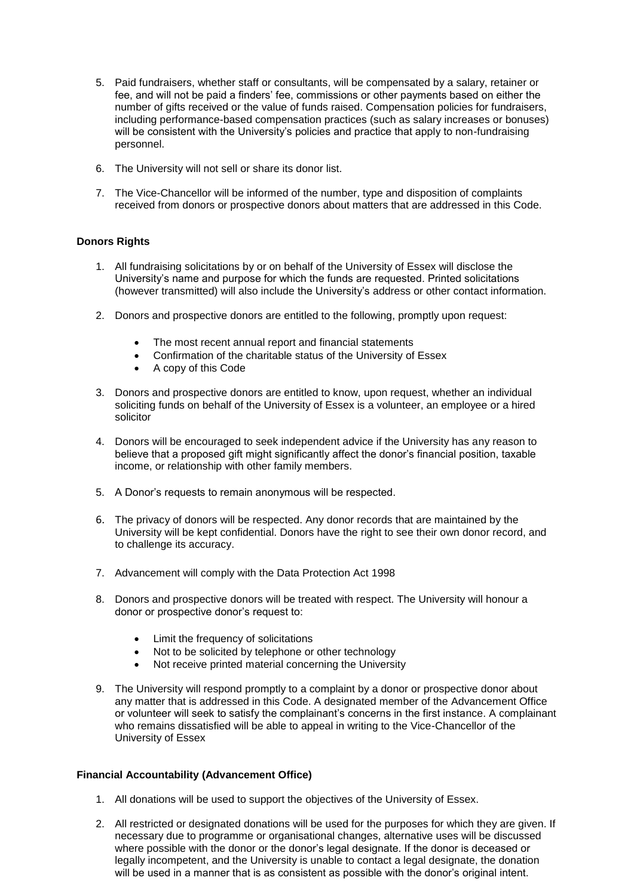5. Paid fundraisers, whether staff or consultants, will be compensated by a salary, retainer or fee, and will not be paid a finders' fee, commissions or other payments based on either the number of gifts received or the value of funds raised. Compensation policies for fundraisers, including performance-based compensation practices (such as salary increases or bonuses) will be consistent with the University's policies and practice that apply to non-fundraising personnel.

6. The University will not sell or share its donor list.

7. The Vice-Chancellor will be informed of the number, type and disposition of complaints received from donors or prospective donors about matters that are addressed in this Code.

**Donors Rights**

1. All fundraising solicitations by or on behalf of the University of Essex will disclose the University's name and purpose for which the funds are requested. Printed solicitations (however transmitted) will also include the University's address or other contact information.

2. Donors and prospective donors are entitled to the following, promptly upon request:

    - The most recent annual report and financial statements
    - Confirmation of the charitable status of the University of Essex
    - A copy of this Code

3. Donors and prospective donors are entitled to know, upon request, whether an individual soliciting funds on behalf of the University of Essex is a volunteer, an employee or a hired solicitor

4. Donors will be encouraged to seek independent advice if the University has any reason to believe that a proposed gift might significantly affect the donor's financial position, taxable income, or relationship with other family members.

5. A Donor's requests to remain anonymous will be respected.

6. The privacy of donors will be respected. Any donor records that are maintained by the University will be kept confidential. Donors have the right to see their own donor record, and to challenge its accuracy.

7. Advancement will comply with the Data Protection Act 1998

8. Donors and prospective donors will be treated with respect. The University will honour a donor or prospective donor's request to:

    - Limit the frequency of solicitations
    - Not to be solicited by telephone or other technology
    - Not receive printed material concerning the University

9. The University will respond promptly to a complaint by a donor or prospective donor about any matter that is addressed in this Code. A designated member of the Advancement Office or volunteer will seek to satisfy the complainant's concerns in the first instance. A complainant who remains dissatisfied will be able to appeal in writing to the Vice-Chancellor of the University of Essex

**Financial Accountability (Advancement Office)**

1. All donations will be used to support the objectives of the University of Essex.

2. All restricted or designated donations will be used for the purposes for which they are given. If necessary due to programme or organisational changes, alternative uses will be discussed where possible with the donor or the donor's legal designate. If the donor is deceased or legally incompetent, and the University is unable to contact a legal designate, the donation will be used in a manner that is as consistent as possible with the donor's original intent.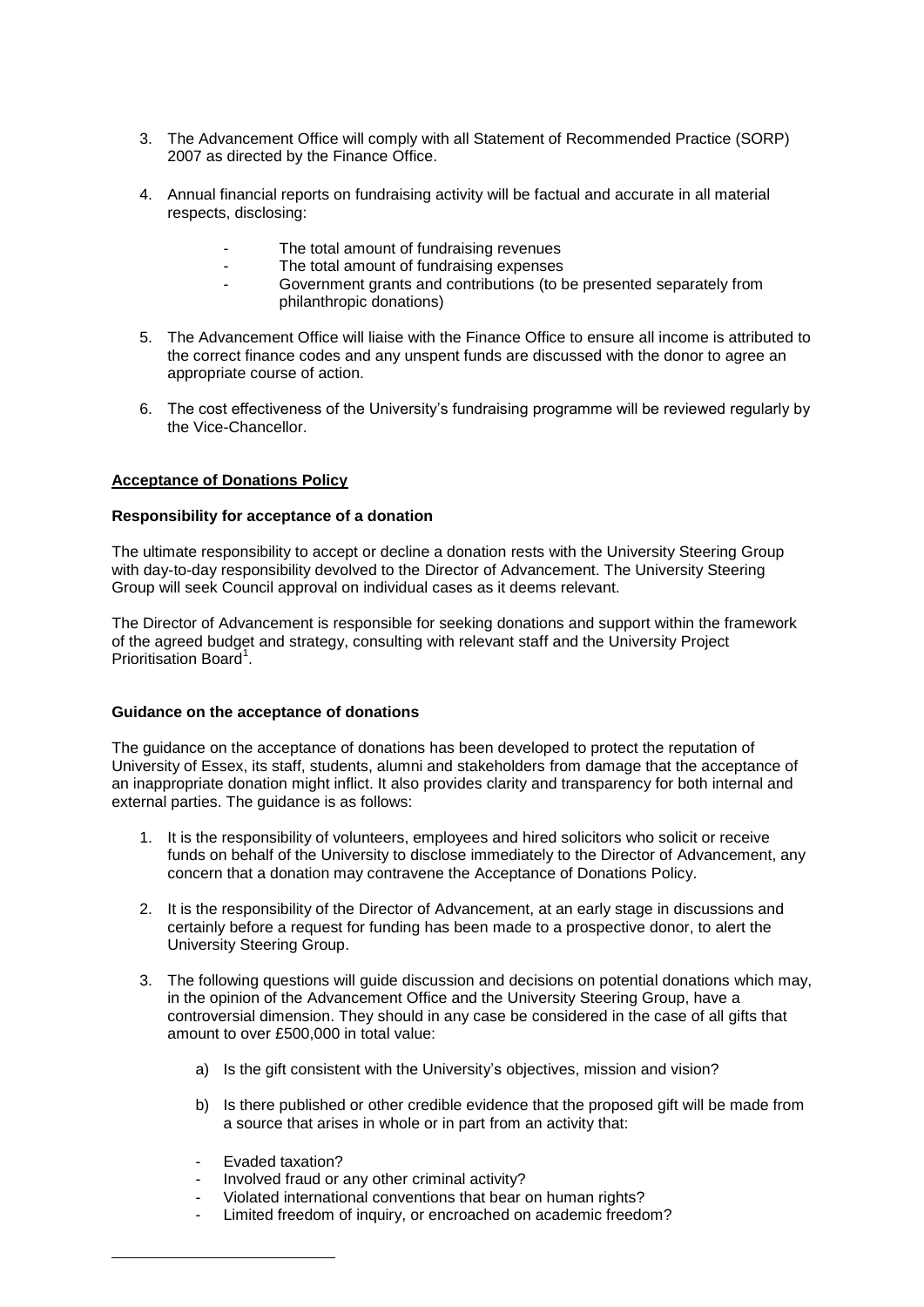3. The Advancement Office will comply with all Statement of Recommended Practice (SORP) 2007 as directed by the Finance Office.

4. Annual financial reports on fundraising activity will be factual and accurate in all material respects, disclosing:

   - The total amount of fundraising revenues
   - The total amount of fundraising expenses
   - Government grants and contributions (to be presented separately from philanthropic donations)

5. The Advancement Office will liaise with the Finance Office to ensure all income is attributed to the correct finance codes and any unspent funds are discussed with the donor to agree an appropriate course of action.

6. The cost effectiveness of the University's fundraising programme will be reviewed regularly by the Vice-Chancellor.

## Acceptance of Donations Policy

### Responsibility for acceptance of a donation

The ultimate responsibility to accept or decline a donation rests with the University Steering Group with day-to-day responsibility devolved to the Director of Advancement. The University Steering Group will seek Council approval on individual cases as it deems relevant.

The Director of Advancement is responsible for seeking donations and support within the framework of the agreed budget and strategy, consulting with relevant staff and the University Project Prioritisation Board[1].

### Guidance on the acceptance of donations

The guidance on the acceptance of donations has been developed to protect the reputation of University of Essex, its staff, students, alumni and stakeholders from damage that the acceptance of an inappropriate donation might inflict. It also provides clarity and transparency for both internal and external parties. The guidance is as follows:

1. It is the responsibility of volunteers, employees and hired solicitors who solicit or receive funds on behalf of the University to disclose immediately to the Director of Advancement, any concern that a donation may contravene the Acceptance of Donations Policy.

2. It is the responsibility of the Director of Advancement, at an early stage in discussions and certainly before a request for funding has been made to a prospective donor, to alert the University Steering Group.

3. The following questions will guide discussion and decisions on potential donations which may, in the opinion of the Advancement Office and the University Steering Group, have a controversial dimension. They should in any case be considered in the case of all gifts that amount to over £500,000 in total value:

   a) Is the gift consistent with the University's objectives, mission and vision?

   b) Is there published or other credible evidence that the proposed gift will be made from a source that arises in whole or in part from an activity that:

   - Evaded taxation?
   - Involved fraud or any other criminal activity?
   - Violated international conventions that bear on human rights?
   - Limited freedom of inquiry, or encroached on academic freedom?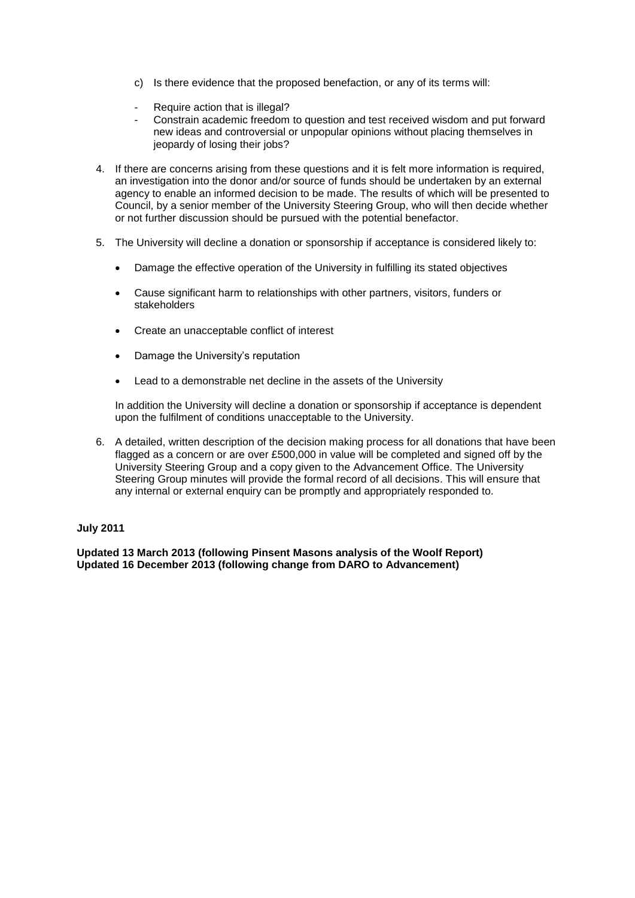c) Is there evidence that the proposed benefaction, or any of its terms will:

- Require action that is illegal?
- Constrain academic freedom to question and test received wisdom and put forward new ideas and controversial or unpopular opinions without placing themselves in jeopardy of losing their jobs?

4. If there are concerns arising from these questions and it is felt more information is required, an investigation into the donor and/or source of funds should be undertaken by an external agency to enable an informed decision to be made. The results of which will be presented to Council, by a senior member of the University Steering Group, who will then decide whether or not further discussion should be pursued with the potential benefactor.

5. The University will decline a donation or sponsorship if acceptance is considered likely to:

   - Damage the effective operation of the University in fulfilling its stated objectives
   - Cause significant harm to relationships with other partners, visitors, funders or stakeholders
   - Create an unacceptable conflict of interest
   - Damage the University's reputation
   - Lead to a demonstrable net decline in the assets of the University

   In addition the University will decline a donation or sponsorship if acceptance is dependent upon the fulfilment of conditions unacceptable to the University.

6. A detailed, written description of the decision making process for all donations that have been flagged as a concern or are over £500,000 in value will be completed and signed off by the University Steering Group and a copy given to the Advancement Office. The University Steering Group minutes will provide the formal record of all decisions. This will ensure that any internal or external enquiry can be promptly and appropriately responded to.

**July 2011**

**Updated 13 March 2013 (following Pinsent Masons analysis of the Woolf Report)**
**Updated 16 December 2013 (following change from DARO to Advancement)**